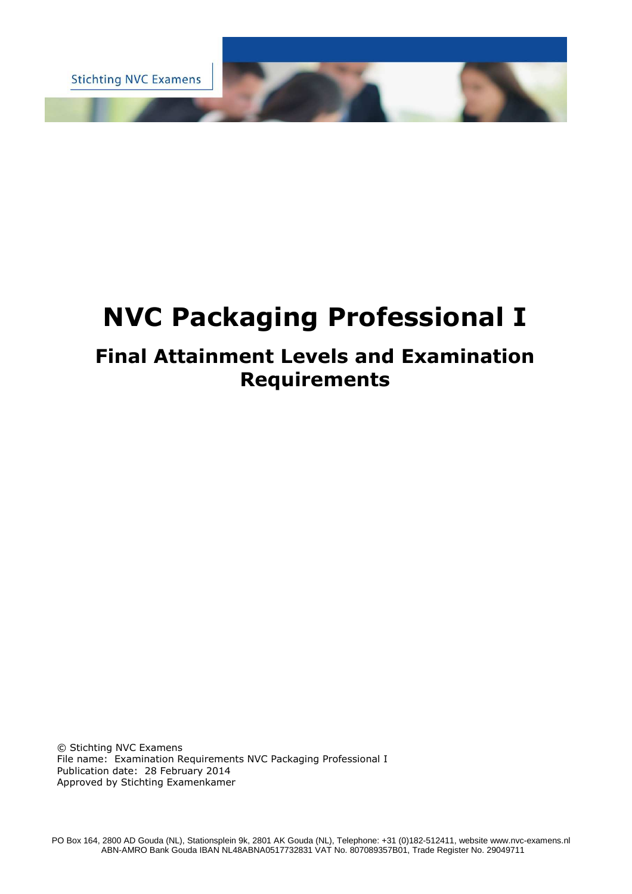Stichting NVC Examens

# NVC Packaging Professional I

## Final Attainment Levels and Examination Requirements

© Stichting NVC Examens
File name: Examination Requirements NVC Packaging Professional I
Publication date: 28 February 2014
Approved by Stichting Examenkamer

PO Box 164, 2800 AD Gouda (NL), Stationsplein 9k, 2801 AK Gouda (NL), Telephone: +31 (0)182-512411, website www.nvc-examens.nl
ABN-AMRO Bank Gouda IBAN NL48ABNA0517732831 VAT No. 807089357B01, Trade Register No. 29049711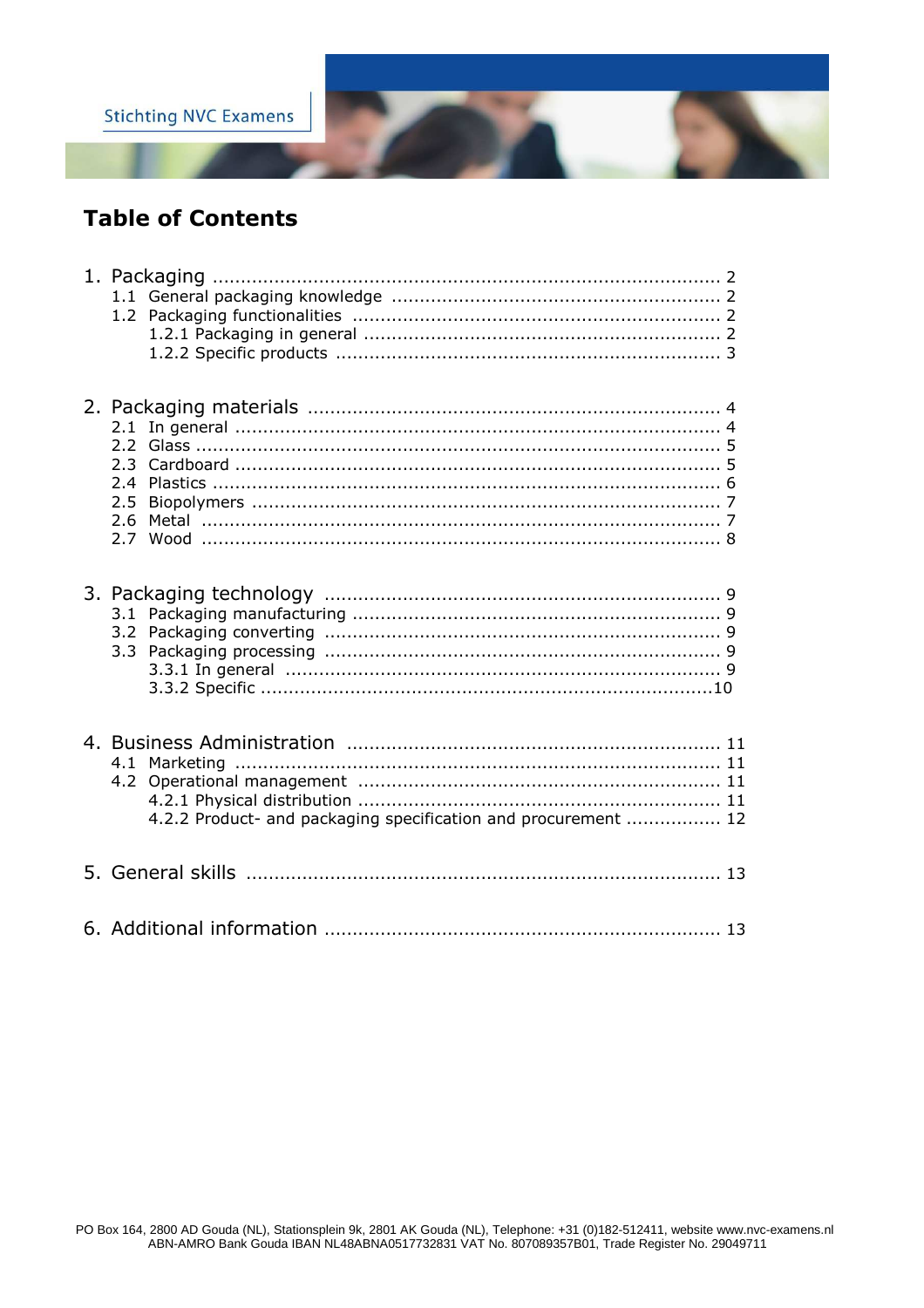# Table of Contents

1. Packaging ........................................................................................ 2
   - 1.1 General packaging knowledge ........................................................ 2
   - 1.2 Packaging functionalities .............................................................. 2
     - 1.2.1 Packaging in general ............................................................. 2
     - 1.2.2 Specific products .................................................................. 3

2. Packaging materials ........................................................................ 4
   - 2.1 In general ...................................................................................... 4
   - 2.2 Glass ............................................................................................. 5
   - 2.3 Cardboard ..................................................................................... 5
   - 2.4 Plastics ......................................................................................... 6
   - 2.5 Biopolymers .................................................................................. 7
   - 2.6 Metal ............................................................................................ 7
   - 2.7 Wood ............................................................................................ 8

3. Packaging technology ...................................................................... 9
   - 3.1 Packaging manufacturing ................................................................ 9
   - 3.2 Packaging converting ..................................................................... 9
   - 3.3 Packaging processing ..................................................................... 9
     - 3.3.1 In general ............................................................................... 9
     - 3.3.2 Specific ................................................................................ 10

4. Business Administration ................................................................. 11
   - 4.1 Marketing .................................................................................... 11
   - 4.2 Operational management .............................................................. 11
     - 4.2.1 Physical distribution ............................................................... 11
     - 4.2.2 Product- and packaging specification and procurement ................. 12

5. General skills ................................................................................ 13

6. Additional information .................................................................... 13

PO Box 164, 2800 AD Gouda (NL), Stationsplein 9k, 2801 AK Gouda (NL), Telephone: +31 (0)182-512411, website www.nvc-examens.nl
ABN-AMRO Bank Gouda IBAN NL48ABNA0517732831 VAT No. 807089357B01, Trade Register No. 29049711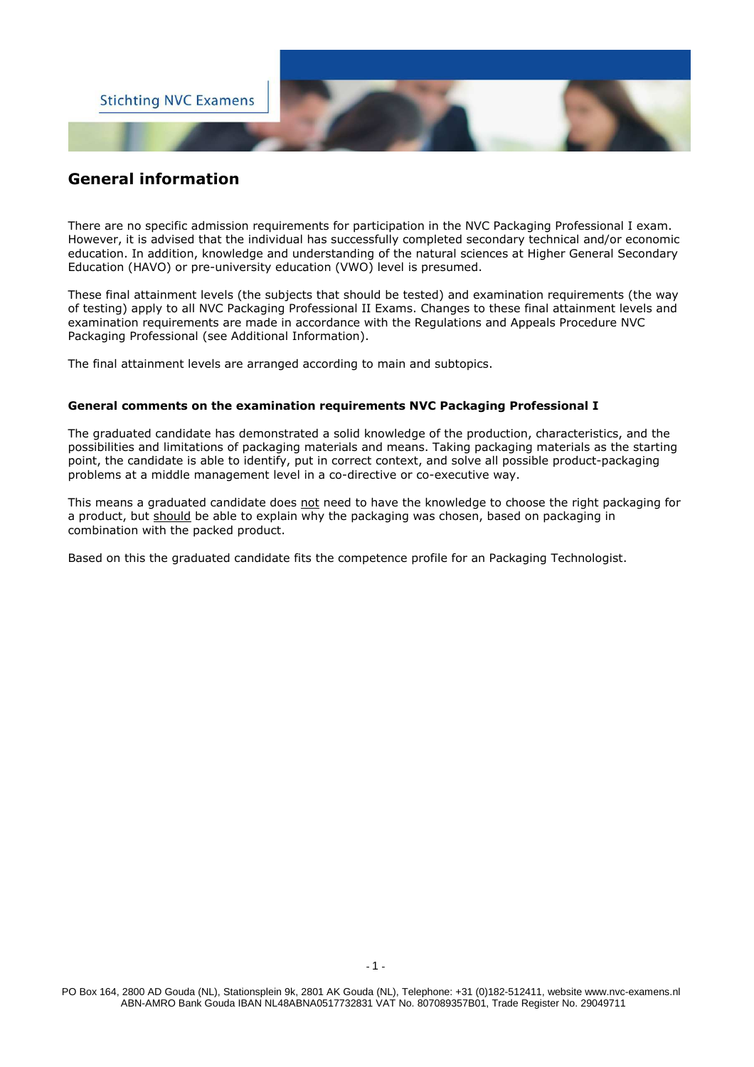## General information

There are no specific admission requirements for participation in the NVC Packaging Professional I exam. However, it is advised that the individual has successfully completed secondary technical and/or economic education. In addition, knowledge and understanding of the natural sciences at Higher General Secondary Education (HAVO) or pre-university education (VWO) level is presumed.

These final attainment levels (the subjects that should be tested) and examination requirements (the way of testing) apply to all NVC Packaging Professional II Exams. Changes to these final attainment levels and examination requirements are made in accordance with the Regulations and Appeals Procedure NVC Packaging Professional (see Additional Information).

The final attainment levels are arranged according to main and subtopics.

### General comments on the examination requirements NVC Packaging Professional I

The graduated candidate has demonstrated a solid knowledge of the production, characteristics, and the possibilities and limitations of packaging materials and means. Taking packaging materials as the starting point, the candidate is able to identify, put in correct context, and solve all possible product-packaging problems at a middle management level in a co-directive or co-executive way.

This means a graduated candidate does not need to have the knowledge to choose the right packaging for a product, but should be able to explain why the packaging was chosen, based on packaging in combination with the packed product.

Based on this the graduated candidate fits the competence profile for an Packaging Technologist.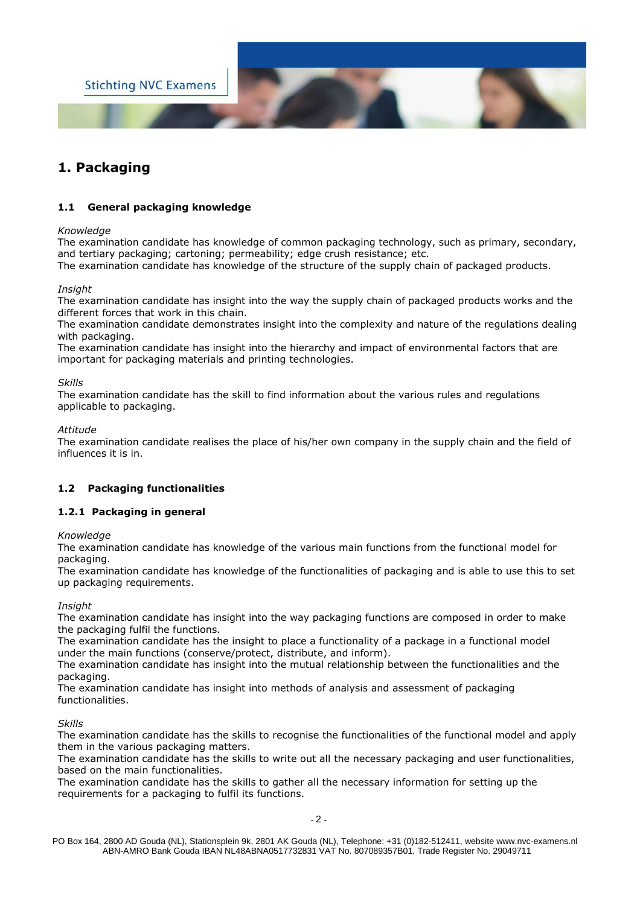# 1. Packaging

## 1.1 General packaging knowledge

*Knowledge*
The examination candidate has knowledge of common packaging technology, such as primary, secondary, and tertiary packaging; cartoning; permeability; edge crush resistance; etc.
The examination candidate has knowledge of the structure of the supply chain of packaged products.

*Insight*
The examination candidate has insight into the way the supply chain of packaged products works and the different forces that work in this chain.
The examination candidate demonstrates insight into the complexity and nature of the regulations dealing with packaging.
The examination candidate has insight into the hierarchy and impact of environmental factors that are important for packaging materials and printing technologies.

*Skills*
The examination candidate has the skill to find information about the various rules and regulations applicable to packaging.

*Attitude*
The examination candidate realises the place of his/her own company in the supply chain and the field of influences it is in.

## 1.2 Packaging functionalities

### 1.2.1 Packaging in general

*Knowledge*
The examination candidate has knowledge of the various main functions from the functional model for packaging.
The examination candidate has knowledge of the functionalities of packaging and is able to use this to set up packaging requirements.

*Insight*
The examination candidate has insight into the way packaging functions are composed in order to make the packaging fulfil the functions.
The examination candidate has the insight to place a functionality of a package in a functional model under the main functions (conserve/protect, distribute, and inform).
The examination candidate has insight into the mutual relationship between the functionalities and the packaging.
The examination candidate has insight into methods of analysis and assessment of packaging functionalities.

*Skills*
The examination candidate has the skills to recognise the functionalities of the functional model and apply them in the various packaging matters.
The examination candidate has the skills to write out all the necessary packaging and user functionalities, based on the main functionalities.
The examination candidate has the skills to gather all the necessary information for setting up the requirements for a packaging to fulfil its functions.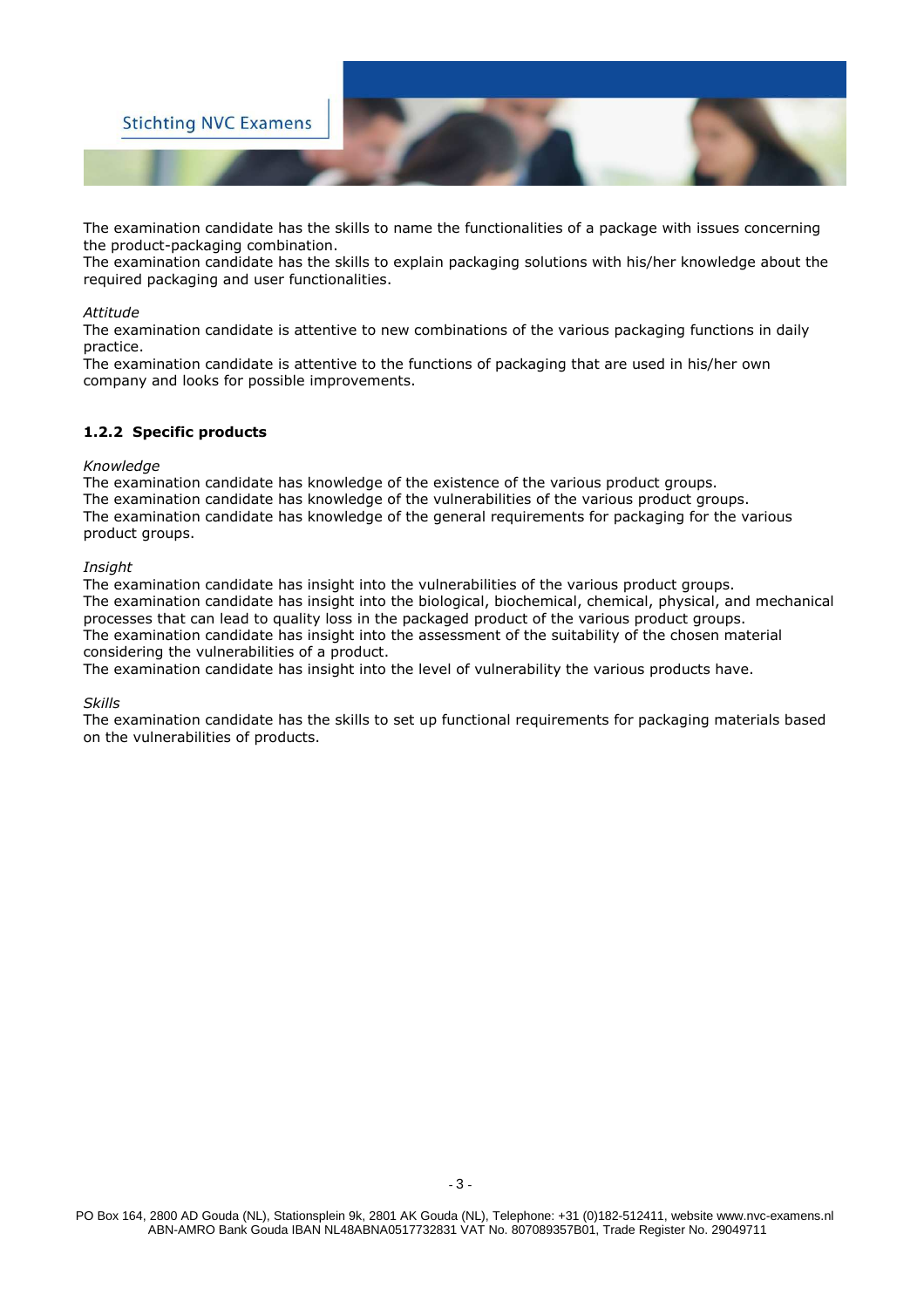The examination candidate has the skills to name the functionalities of a package with issues concerning the product-packaging combination.
The examination candidate has the skills to explain packaging solutions with his/her knowledge about the required packaging and user functionalities.

*Attitude*
The examination candidate is attentive to new combinations of the various packaging functions in daily practice.
The examination candidate is attentive to the functions of packaging that are used in his/her own company and looks for possible improvements.

### 1.2.2 Specific products

*Knowledge*
The examination candidate has knowledge of the existence of the various product groups.
The examination candidate has knowledge of the vulnerabilities of the various product groups.
The examination candidate has knowledge of the general requirements for packaging for the various product groups.

*Insight*
The examination candidate has insight into the vulnerabilities of the various product groups.
The examination candidate has insight into the biological, biochemical, chemical, physical, and mechanical processes that can lead to quality loss in the packaged product of the various product groups.
The examination candidate has insight into the assessment of the suitability of the chosen material considering the vulnerabilities of a product.
The examination candidate has insight into the level of vulnerability the various products have.

*Skills*
The examination candidate has the skills to set up functional requirements for packaging materials based on the vulnerabilities of products.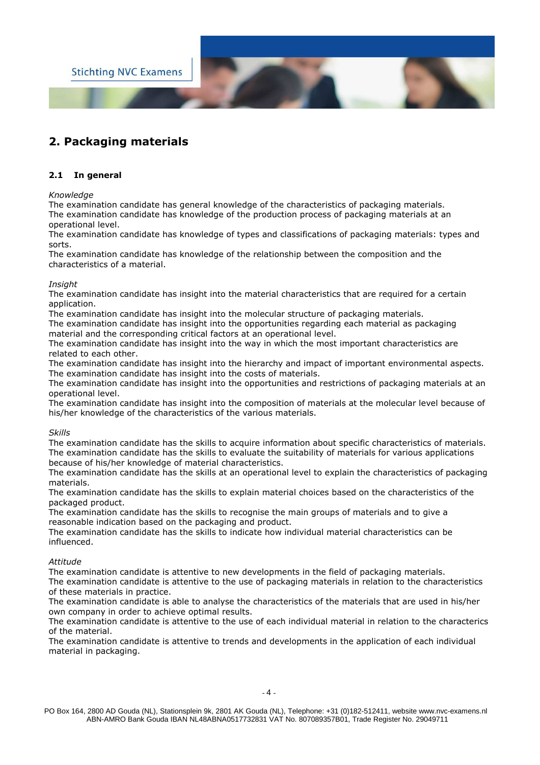## 2. Packaging materials

### 2.1 In general

*Knowledge*

The examination candidate has general knowledge of the characteristics of packaging materials.
The examination candidate has knowledge of the production process of packaging materials at an operational level.
The examination candidate has knowledge of types and classifications of packaging materials: types and sorts.
The examination candidate has knowledge of the relationship between the composition and the characteristics of a material.

*Insight*

The examination candidate has insight into the material characteristics that are required for a certain application.
The examination candidate has insight into the molecular structure of packaging materials.
The examination candidate has insight into the opportunities regarding each material as packaging material and the corresponding critical factors at an operational level.
The examination candidate has insight into the way in which the most important characteristics are related to each other.
The examination candidate has insight into the hierarchy and impact of important environmental aspects.
The examination candidate has insight into the costs of materials.
The examination candidate has insight into the opportunities and restrictions of packaging materials at an operational level.
The examination candidate has insight into the composition of materials at the molecular level because of his/her knowledge of the characteristics of the various materials.

*Skills*

The examination candidate has the skills to acquire information about specific characteristics of materials.
The examination candidate has the skills to evaluate the suitability of materials for various applications because of his/her knowledge of material characteristics.
The examination candidate has the skills at an operational level to explain the characteristics of packaging materials.
The examination candidate has the skills to explain material choices based on the characteristics of the packaged product.
The examination candidate has the skills to recognise the main groups of materials and to give a reasonable indication based on the packaging and product.
The examination candidate has the skills to indicate how individual material characteristics can be influenced.

*Attitude*

The examination candidate is attentive to new developments in the field of packaging materials.
The examination candidate is attentive to the use of packaging materials in relation to the characteristics of these materials in practice.
The examination candidate is able to analyse the characteristics of the materials that are used in his/her own company in order to achieve optimal results.
The examination candidate is attentive to the use of each individual material in relation to the characterics of the material.
The examination candidate is attentive to trends and developments in the application of each individual material in packaging.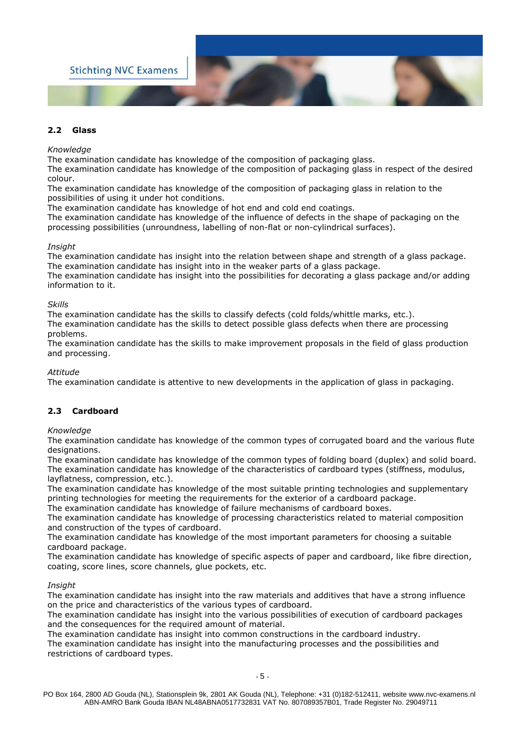## 2.2 Glass

*Knowledge*

The examination candidate has knowledge of the composition of packaging glass.
The examination candidate has knowledge of the composition of packaging glass in respect of the desired colour.
The examination candidate has knowledge of the composition of packaging glass in relation to the possibilities of using it under hot conditions.
The examination candidate has knowledge of hot end and cold end coatings.
The examination candidate has knowledge of the influence of defects in the shape of packaging on the processing possibilities (unroundness, labelling of non-flat or non-cylindrical surfaces).

*Insight*

The examination candidate has insight into the relation between shape and strength of a glass package.
The examination candidate has insight into in the weaker parts of a glass package.
The examination candidate has insight into the possibilities for decorating a glass package and/or adding information to it.

*Skills*

The examination candidate has the skills to classify defects (cold folds/whittle marks, etc.).
The examination candidate has the skills to detect possible glass defects when there are processing problems.
The examination candidate has the skills to make improvement proposals in the field of glass production and processing.

*Attitude*

The examination candidate is attentive to new developments in the application of glass in packaging.

## 2.3 Cardboard

*Knowledge*

The examination candidate has knowledge of the common types of corrugated board and the various flute designations.
The examination candidate has knowledge of the common types of folding board (duplex) and solid board.
The examination candidate has knowledge of the characteristics of cardboard types (stiffness, modulus, layflatness, compression, etc.).
The examination candidate has knowledge of the most suitable printing technologies and supplementary printing technologies for meeting the requirements for the exterior of a cardboard package.
The examination candidate has knowledge of failure mechanisms of cardboard boxes.
The examination candidate has knowledge of processing characteristics related to material composition and construction of the types of cardboard.
The examination candidate has knowledge of the most important parameters for choosing a suitable cardboard package.
The examination candidate has knowledge of specific aspects of paper and cardboard, like fibre direction, coating, score lines, score channels, glue pockets, etc.

*Insight*

The examination candidate has insight into the raw materials and additives that have a strong influence on the price and characteristics of the various types of cardboard.
The examination candidate has insight into the various possibilities of execution of cardboard packages and the consequences for the required amount of material.
The examination candidate has insight into common constructions in the cardboard industry.
The examination candidate has insight into the manufacturing processes and the possibilities and restrictions of cardboard types.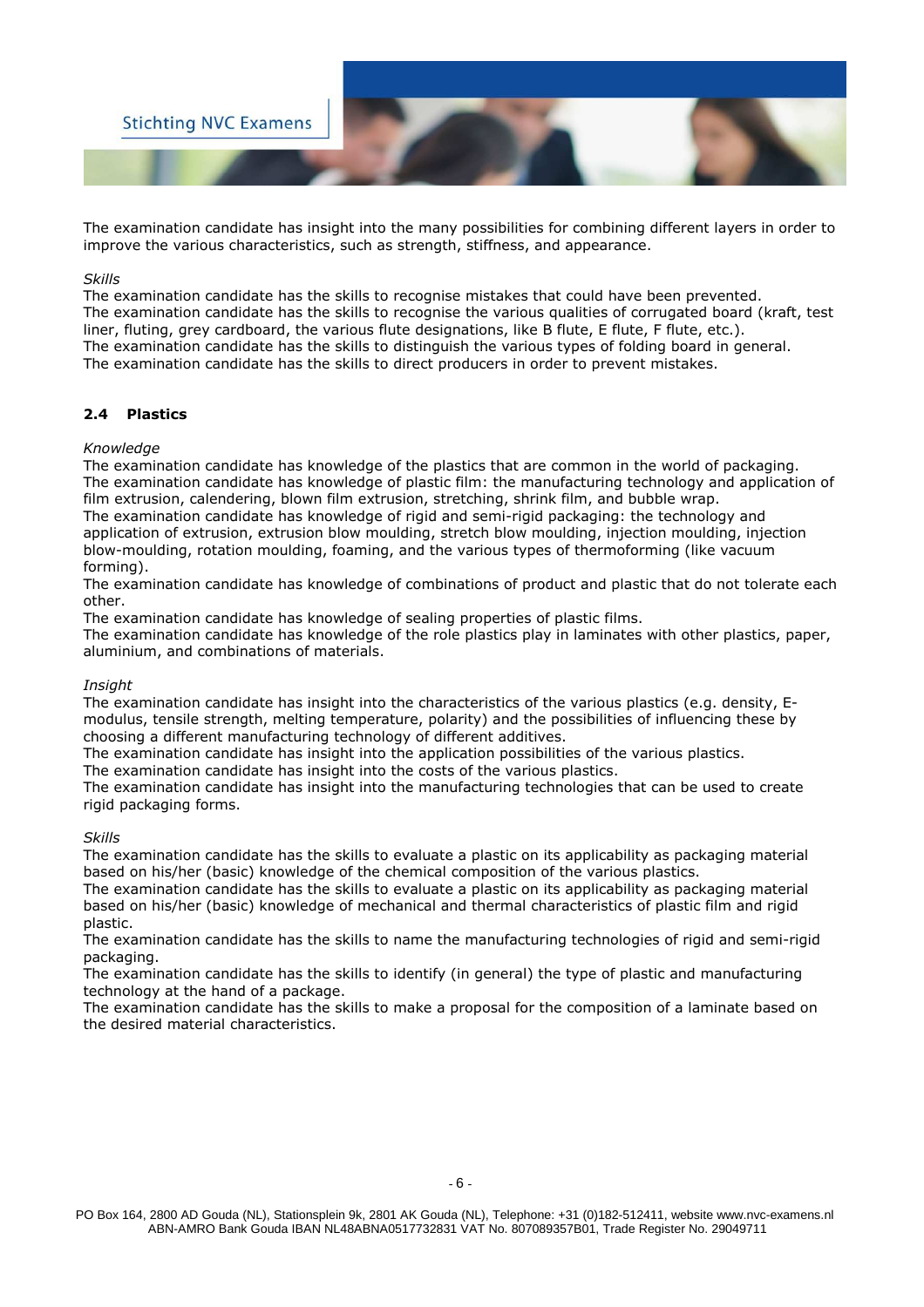The examination candidate has insight into the many possibilities for combining different layers in order to improve the various characteristics, such as strength, stiffness, and appearance.

*Skills*
The examination candidate has the skills to recognise mistakes that could have been prevented.
The examination candidate has the skills to recognise the various qualities of corrugated board (kraft, test liner, fluting, grey cardboard, the various flute designations, like B flute, E flute, F flute, etc.).
The examination candidate has the skills to distinguish the various types of folding board in general.
The examination candidate has the skills to direct producers in order to prevent mistakes.

### 2.4 Plastics

*Knowledge*
The examination candidate has knowledge of the plastics that are common in the world of packaging.
The examination candidate has knowledge of plastic film: the manufacturing technology and application of film extrusion, calendering, blown film extrusion, stretching, shrink film, and bubble wrap.
The examination candidate has knowledge of rigid and semi-rigid packaging: the technology and application of extrusion, extrusion blow moulding, stretch blow moulding, injection moulding, injection blow-moulding, rotation moulding, foaming, and the various types of thermoforming (like vacuum forming).
The examination candidate has knowledge of combinations of product and plastic that do not tolerate each other.
The examination candidate has knowledge of sealing properties of plastic films.
The examination candidate has knowledge of the role plastics play in laminates with other plastics, paper, aluminium, and combinations of materials.

*Insight*
The examination candidate has insight into the characteristics of the various plastics (e.g. density, E-modulus, tensile strength, melting temperature, polarity) and the possibilities of influencing these by choosing a different manufacturing technology of different additives.
The examination candidate has insight into the application possibilities of the various plastics.
The examination candidate has insight into the costs of the various plastics.
The examination candidate has insight into the manufacturing technologies that can be used to create rigid packaging forms.

*Skills*
The examination candidate has the skills to evaluate a plastic on its applicability as packaging material based on his/her (basic) knowledge of the chemical composition of the various plastics.
The examination candidate has the skills to evaluate a plastic on its applicability as packaging material based on his/her (basic) knowledge of mechanical and thermal characteristics of plastic film and rigid plastic.
The examination candidate has the skills to name the manufacturing technologies of rigid and semi-rigid packaging.
The examination candidate has the skills to identify (in general) the type of plastic and manufacturing technology at the hand of a package.
The examination candidate has the skills to make a proposal for the composition of a laminate based on the desired material characteristics.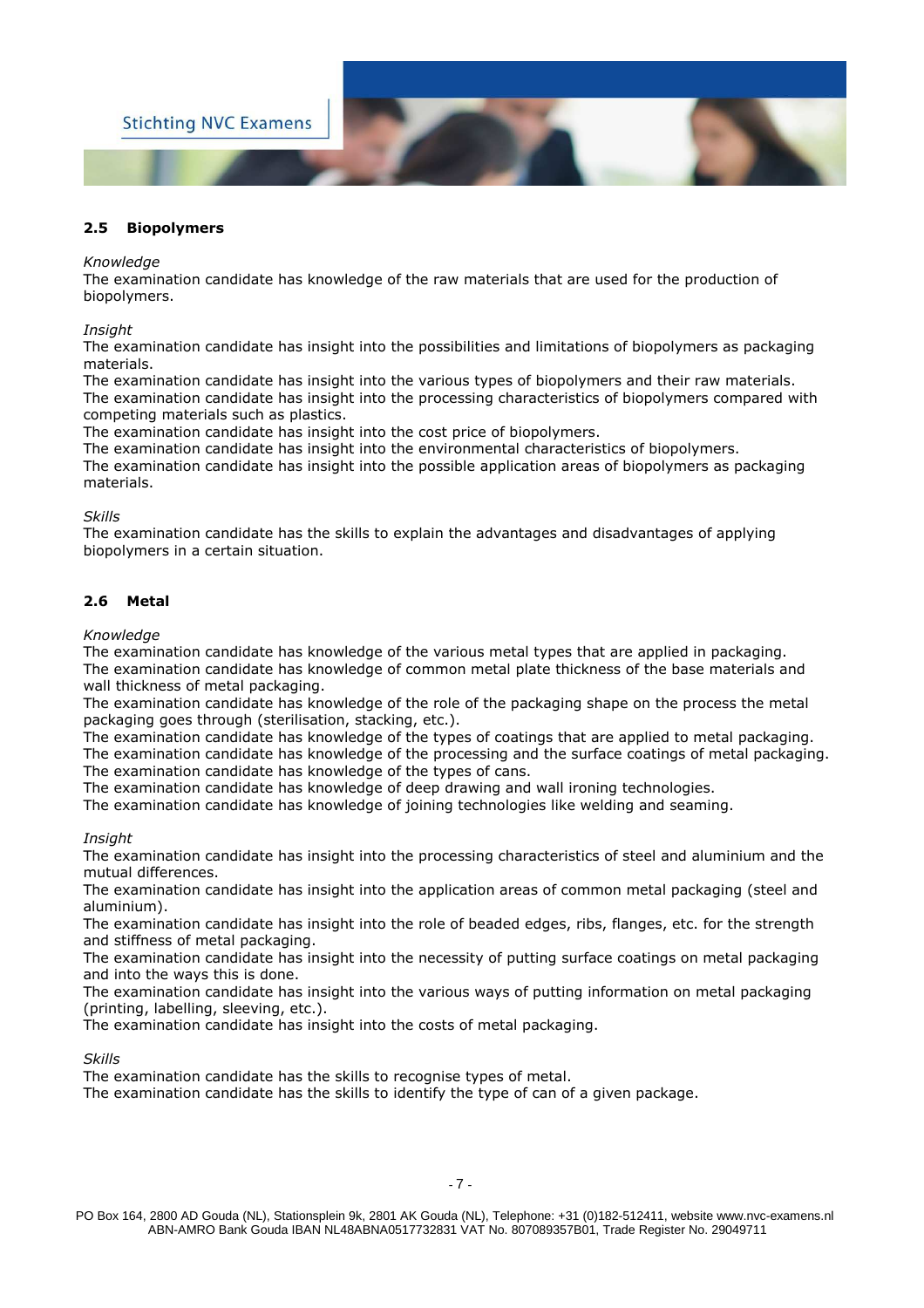## 2.5 Biopolymers

*Knowledge*
The examination candidate has knowledge of the raw materials that are used for the production of biopolymers.

*Insight*
The examination candidate has insight into the possibilities and limitations of biopolymers as packaging materials.
The examination candidate has insight into the various types of biopolymers and their raw materials.
The examination candidate has insight into the processing characteristics of biopolymers compared with competing materials such as plastics.
The examination candidate has insight into the cost price of biopolymers.
The examination candidate has insight into the environmental characteristics of biopolymers.
The examination candidate has insight into the possible application areas of biopolymers as packaging materials.

*Skills*
The examination candidate has the skills to explain the advantages and disadvantages of applying biopolymers in a certain situation.

## 2.6 Metal

*Knowledge*
The examination candidate has knowledge of the various metal types that are applied in packaging.
The examination candidate has knowledge of common metal plate thickness of the base materials and wall thickness of metal packaging.
The examination candidate has knowledge of the role of the packaging shape on the process the metal packaging goes through (sterilisation, stacking, etc.).
The examination candidate has knowledge of the types of coatings that are applied to metal packaging.
The examination candidate has knowledge of the processing and the surface coatings of metal packaging.
The examination candidate has knowledge of the types of cans.
The examination candidate has knowledge of deep drawing and wall ironing technologies.
The examination candidate has knowledge of joining technologies like welding and seaming.

*Insight*
The examination candidate has insight into the processing characteristics of steel and aluminium and the mutual differences.
The examination candidate has insight into the application areas of common metal packaging (steel and aluminium).
The examination candidate has insight into the role of beaded edges, ribs, flanges, etc. for the strength and stiffness of metal packaging.
The examination candidate has insight into the necessity of putting surface coatings on metal packaging and into the ways this is done.
The examination candidate has insight into the various ways of putting information on metal packaging (printing, labelling, sleeving, etc.).
The examination candidate has insight into the costs of metal packaging.

*Skills*
The examination candidate has the skills to recognise types of metal.
The examination candidate has the skills to identify the type of can of a given package.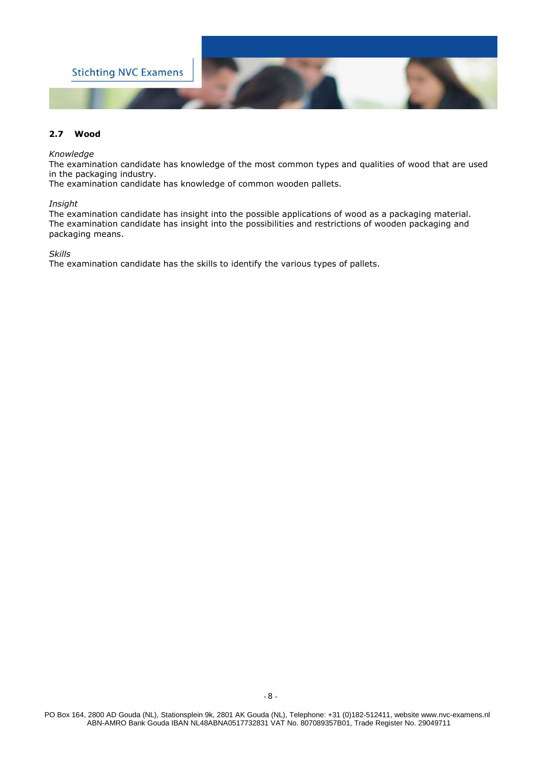## 2.7 Wood

*Knowledge*

The examination candidate has knowledge of the most common types and qualities of wood that are used in the packaging industry.

The examination candidate has knowledge of common wooden pallets.

*Insight*

The examination candidate has insight into the possible applications of wood as a packaging material.

The examination candidate has insight into the possibilities and restrictions of wooden packaging and packaging means.

*Skills*

The examination candidate has the skills to identify the various types of pallets.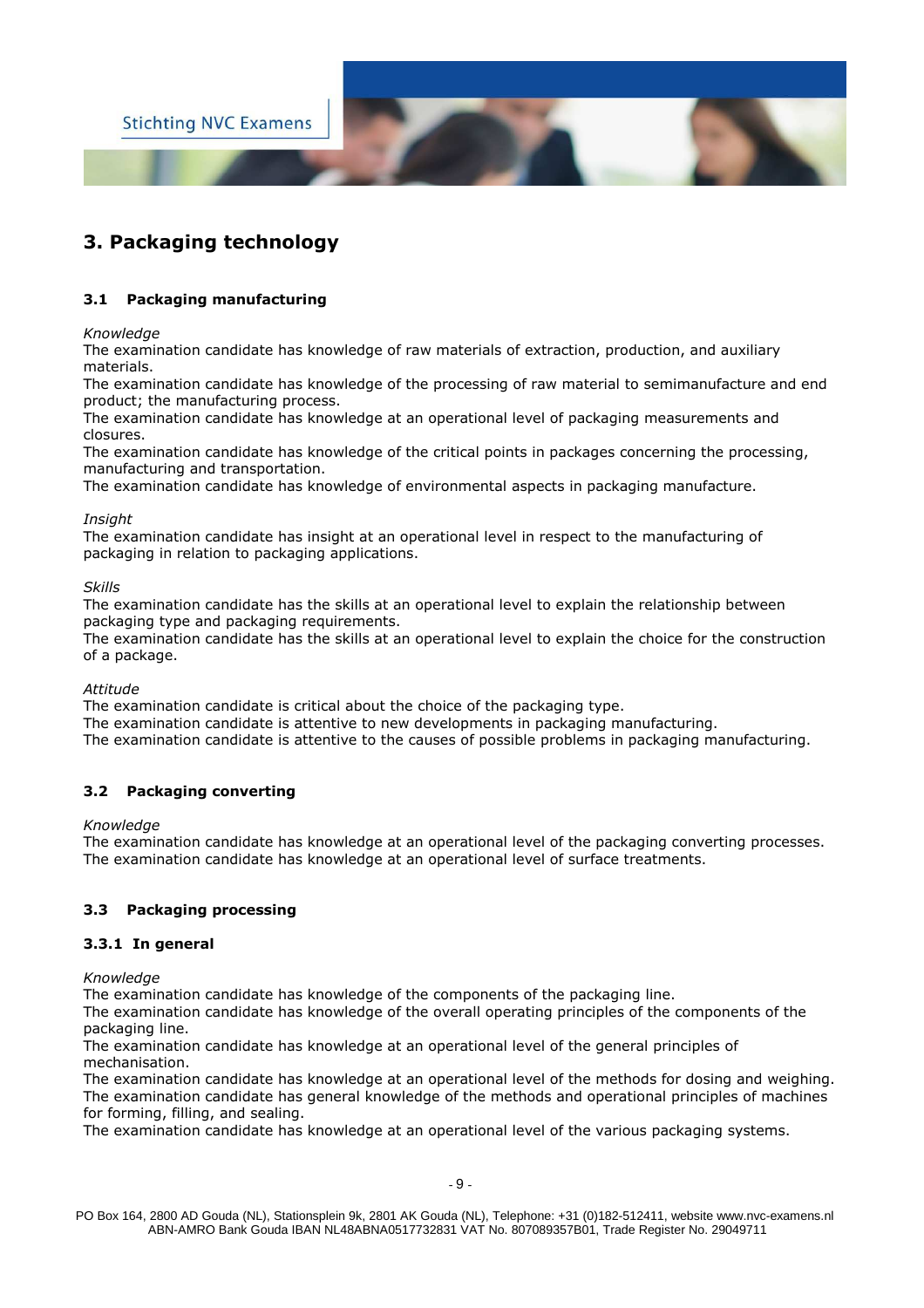# 3. Packaging technology

## 3.1 Packaging manufacturing

*Knowledge*
The examination candidate has knowledge of raw materials of extraction, production, and auxiliary materials.
The examination candidate has knowledge of the processing of raw material to semimanufacture and end product; the manufacturing process.
The examination candidate has knowledge at an operational level of packaging measurements and closures.
The examination candidate has knowledge of the critical points in packages concerning the processing, manufacturing and transportation.
The examination candidate has knowledge of environmental aspects in packaging manufacture.

*Insight*
The examination candidate has insight at an operational level in respect to the manufacturing of packaging in relation to packaging applications.

*Skills*
The examination candidate has the skills at an operational level to explain the relationship between packaging type and packaging requirements.
The examination candidate has the skills at an operational level to explain the choice for the construction of a package.

*Attitude*
The examination candidate is critical about the choice of the packaging type.
The examination candidate is attentive to new developments in packaging manufacturing.
The examination candidate is attentive to the causes of possible problems in packaging manufacturing.

## 3.2 Packaging converting

*Knowledge*
The examination candidate has knowledge at an operational level of the packaging converting processes.
The examination candidate has knowledge at an operational level of surface treatments.

## 3.3 Packaging processing

### 3.3.1 In general

*Knowledge*
The examination candidate has knowledge of the components of the packaging line.
The examination candidate has knowledge of the overall operating principles of the components of the packaging line.
The examination candidate has knowledge at an operational level of the general principles of mechanisation.
The examination candidate has knowledge at an operational level of the methods for dosing and weighing.
The examination candidate has general knowledge of the methods and operational principles of machines for forming, filling, and sealing.
The examination candidate has knowledge at an operational level of the various packaging systems.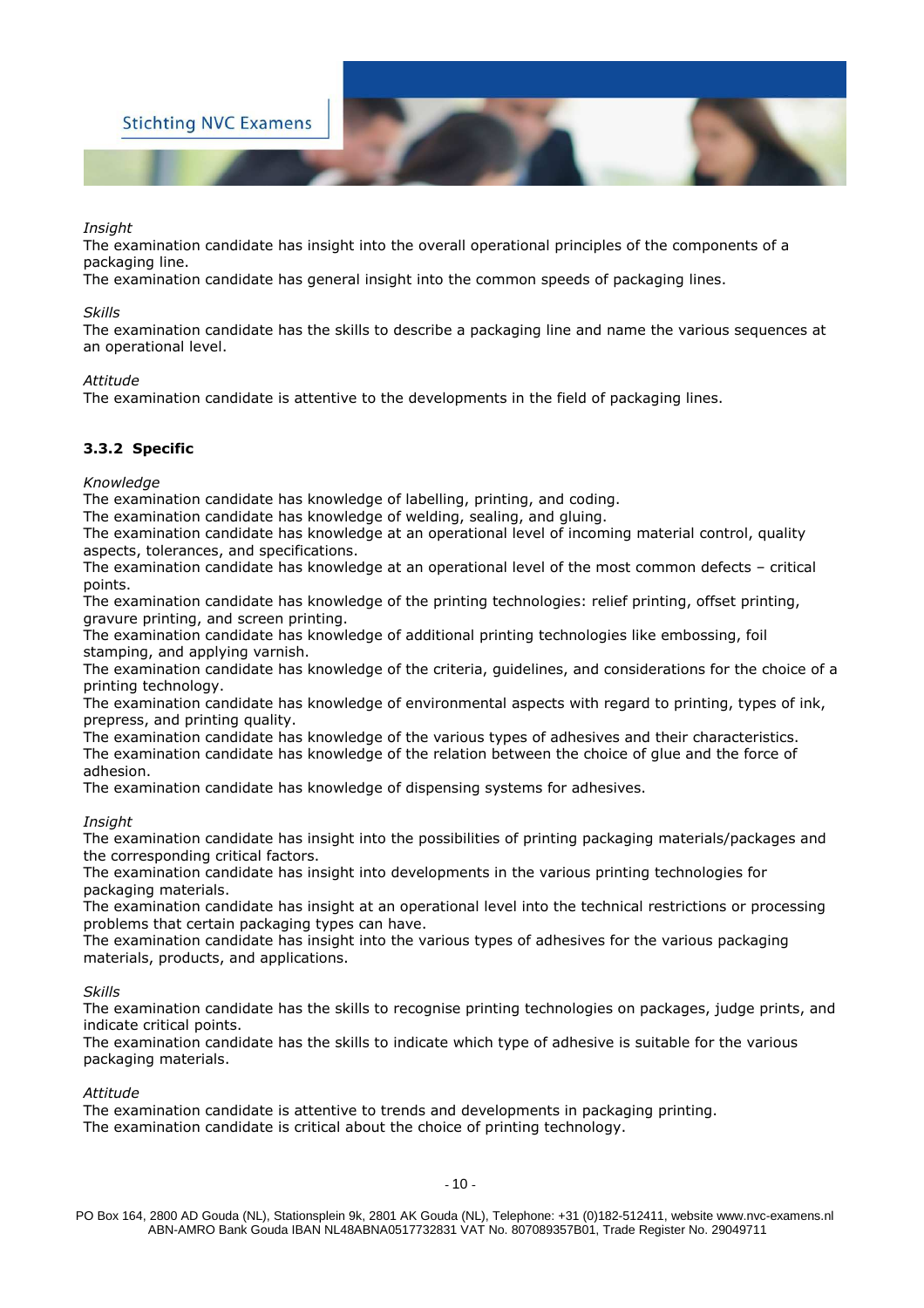*Insight*

The examination candidate has insight into the overall operational principles of the components of a packaging line.
The examination candidate has general insight into the common speeds of packaging lines.

*Skills*

The examination candidate has the skills to describe a packaging line and name the various sequences at an operational level.

*Attitude*

The examination candidate is attentive to the developments in the field of packaging lines.

### 3.3.2 Specific

*Knowledge*

The examination candidate has knowledge of labelling, printing, and coding.
The examination candidate has knowledge of welding, sealing, and gluing.
The examination candidate has knowledge at an operational level of incoming material control, quality aspects, tolerances, and specifications.
The examination candidate has knowledge at an operational level of the most common defects – critical points.
The examination candidate has knowledge of the printing technologies: relief printing, offset printing, gravure printing, and screen printing.
The examination candidate has knowledge of additional printing technologies like embossing, foil stamping, and applying varnish.
The examination candidate has knowledge of the criteria, guidelines, and considerations for the choice of a printing technology.
The examination candidate has knowledge of environmental aspects with regard to printing, types of ink, prepress, and printing quality.
The examination candidate has knowledge of the various types of adhesives and their characteristics.
The examination candidate has knowledge of the relation between the choice of glue and the force of adhesion.
The examination candidate has knowledge of dispensing systems for adhesives.

*Insight*

The examination candidate has insight into the possibilities of printing packaging materials/packages and the corresponding critical factors.
The examination candidate has insight into developments in the various printing technologies for packaging materials.
The examination candidate has insight at an operational level into the technical restrictions or processing problems that certain packaging types can have.
The examination candidate has insight into the various types of adhesives for the various packaging materials, products, and applications.

*Skills*

The examination candidate has the skills to recognise printing technologies on packages, judge prints, and indicate critical points.
The examination candidate has the skills to indicate which type of adhesive is suitable for the various packaging materials.

*Attitude*

The examination candidate is attentive to trends and developments in packaging printing.
The examination candidate is critical about the choice of printing technology.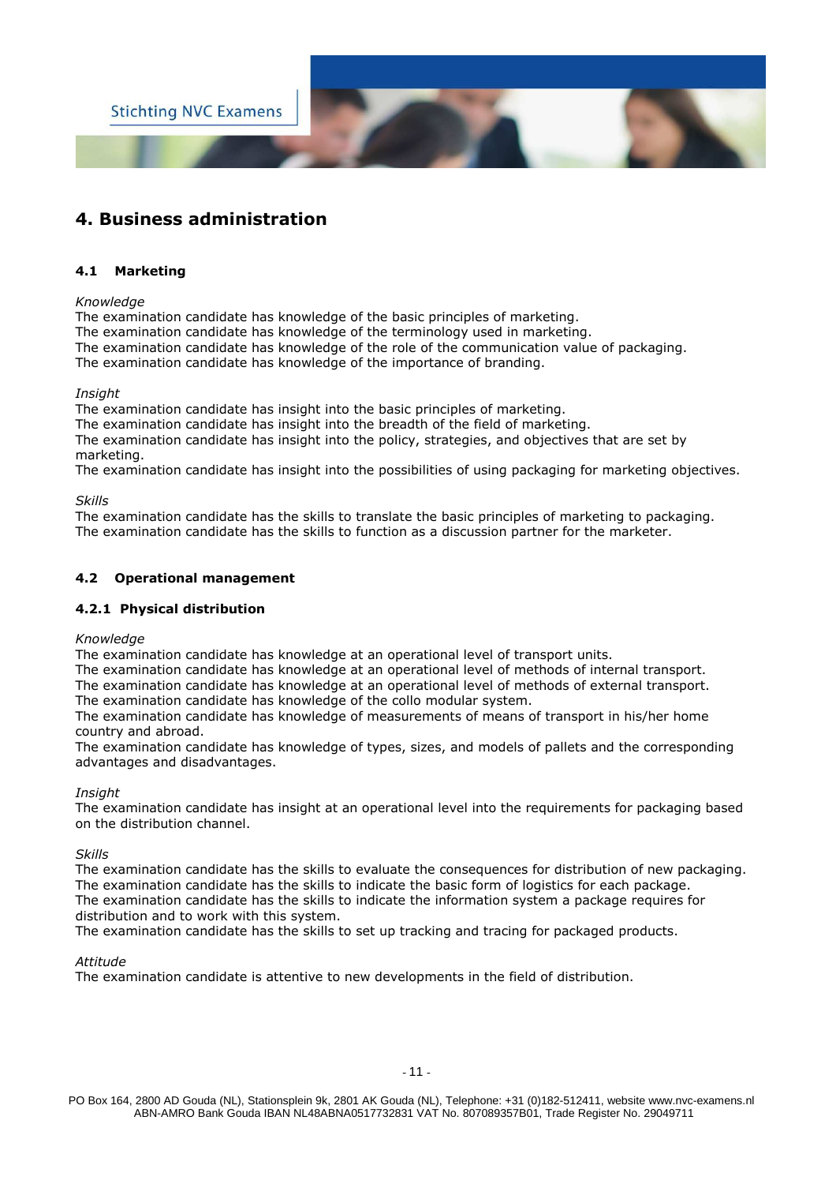# 4. Business administration

## 4.1 Marketing

*Knowledge*

The examination candidate has knowledge of the basic principles of marketing.
The examination candidate has knowledge of the terminology used in marketing.
The examination candidate has knowledge of the role of the communication value of packaging.
The examination candidate has knowledge of the importance of branding.

*Insight*

The examination candidate has insight into the basic principles of marketing.
The examination candidate has insight into the breadth of the field of marketing.
The examination candidate has insight into the policy, strategies, and objectives that are set by marketing.
The examination candidate has insight into the possibilities of using packaging for marketing objectives.

*Skills*

The examination candidate has the skills to translate the basic principles of marketing to packaging.
The examination candidate has the skills to function as a discussion partner for the marketer.

## 4.2 Operational management

### 4.2.1 Physical distribution

*Knowledge*

The examination candidate has knowledge at an operational level of transport units.
The examination candidate has knowledge at an operational level of methods of internal transport.
The examination candidate has knowledge at an operational level of methods of external transport.
The examination candidate has knowledge of the collo modular system.
The examination candidate has knowledge of measurements of means of transport in his/her home country and abroad.
The examination candidate has knowledge of types, sizes, and models of pallets and the corresponding advantages and disadvantages.

*Insight*

The examination candidate has insight at an operational level into the requirements for packaging based on the distribution channel.

*Skills*

The examination candidate has the skills to evaluate the consequences for distribution of new packaging.
The examination candidate has the skills to indicate the basic form of logistics for each package.
The examination candidate has the skills to indicate the information system a package requires for distribution and to work with this system.
The examination candidate has the skills to set up tracking and tracing for packaged products.

*Attitude*

The examination candidate is attentive to new developments in the field of distribution.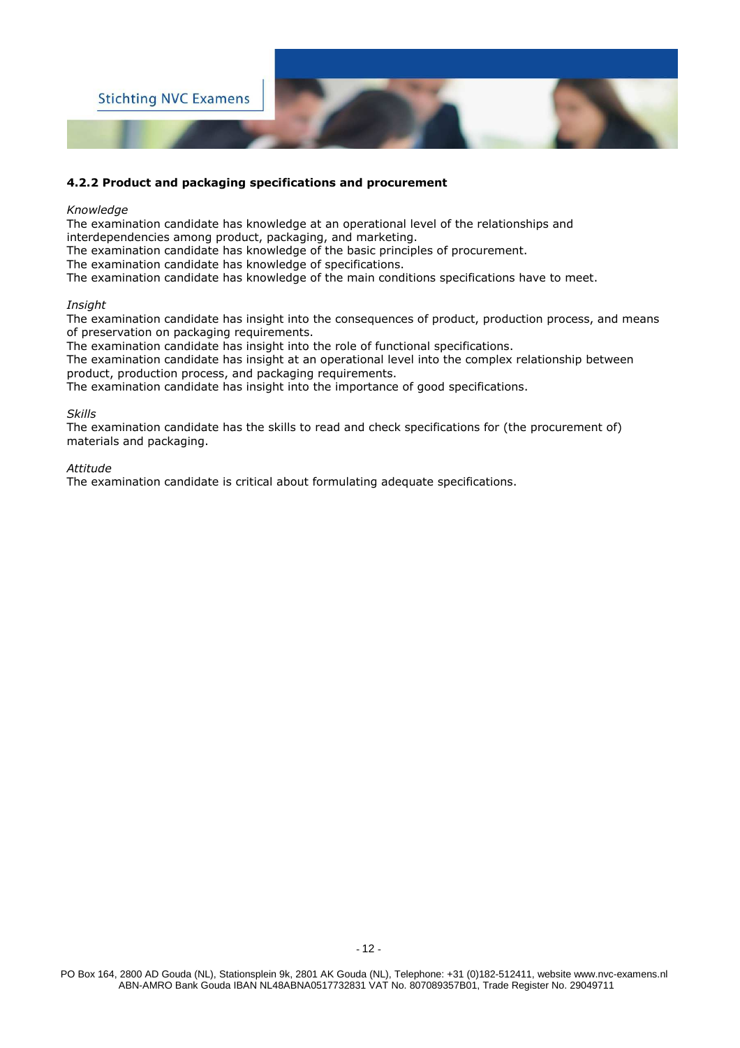#### 4.2.2 Product and packaging specifications and procurement

*Knowledge*

The examination candidate has knowledge at an operational level of the relationships and interdependencies among product, packaging, and marketing.
The examination candidate has knowledge of the basic principles of procurement.
The examination candidate has knowledge of specifications.
The examination candidate has knowledge of the main conditions specifications have to meet.

*Insight*

The examination candidate has insight into the consequences of product, production process, and means of preservation on packaging requirements.
The examination candidate has insight into the role of functional specifications.
The examination candidate has insight at an operational level into the complex relationship between product, production process, and packaging requirements.
The examination candidate has insight into the importance of good specifications.

*Skills*

The examination candidate has the skills to read and check specifications for (the procurement of) materials and packaging.

*Attitude*

The examination candidate is critical about formulating adequate specifications.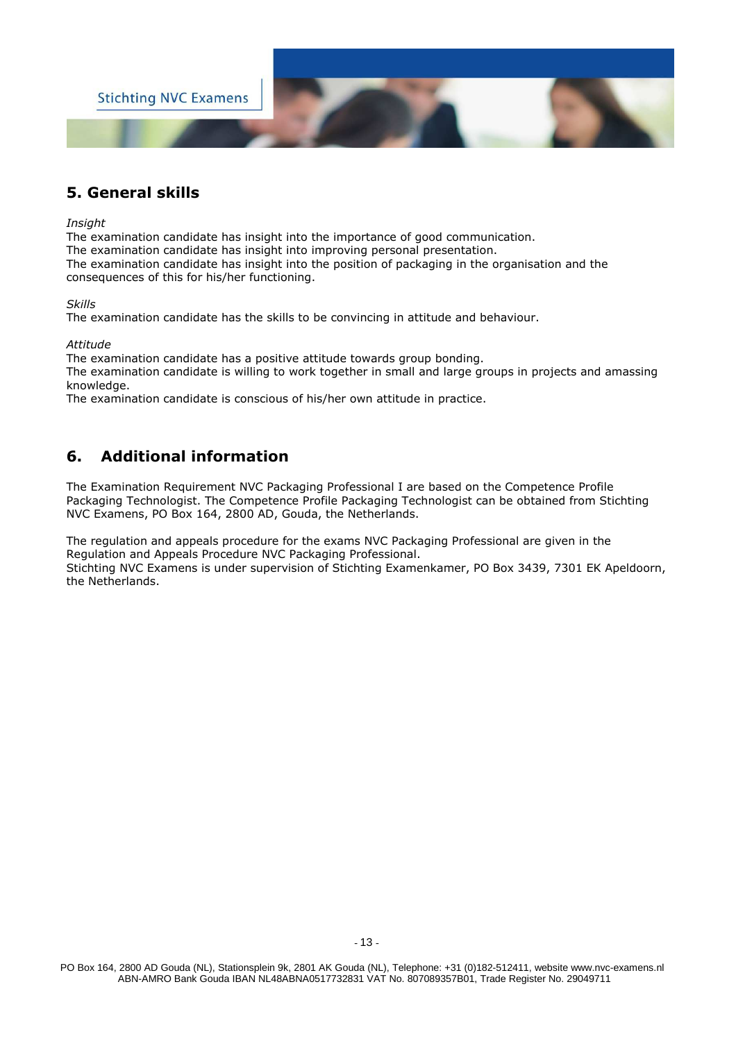## 5. General skills

*Insight*

The examination candidate has insight into the importance of good communication.
The examination candidate has insight into improving personal presentation.
The examination candidate has insight into the position of packaging in the organisation and the consequences of this for his/her functioning.

*Skills*

The examination candidate has the skills to be convincing in attitude and behaviour.

*Attitude*

The examination candidate has a positive attitude towards group bonding.
The examination candidate is willing to work together in small and large groups in projects and amassing knowledge.
The examination candidate is conscious of his/her own attitude in practice.

## 6. Additional information

The Examination Requirement NVC Packaging Professional I are based on the Competence Profile Packaging Technologist. The Competence Profile Packaging Technologist can be obtained from Stichting NVC Examens, PO Box 164, 2800 AD, Gouda, the Netherlands.

The regulation and appeals procedure for the exams NVC Packaging Professional are given in the Regulation and Appeals Procedure NVC Packaging Professional.
Stichting NVC Examens is under supervision of Stichting Examenkamer, PO Box 3439, 7301 EK Apeldoorn, the Netherlands.